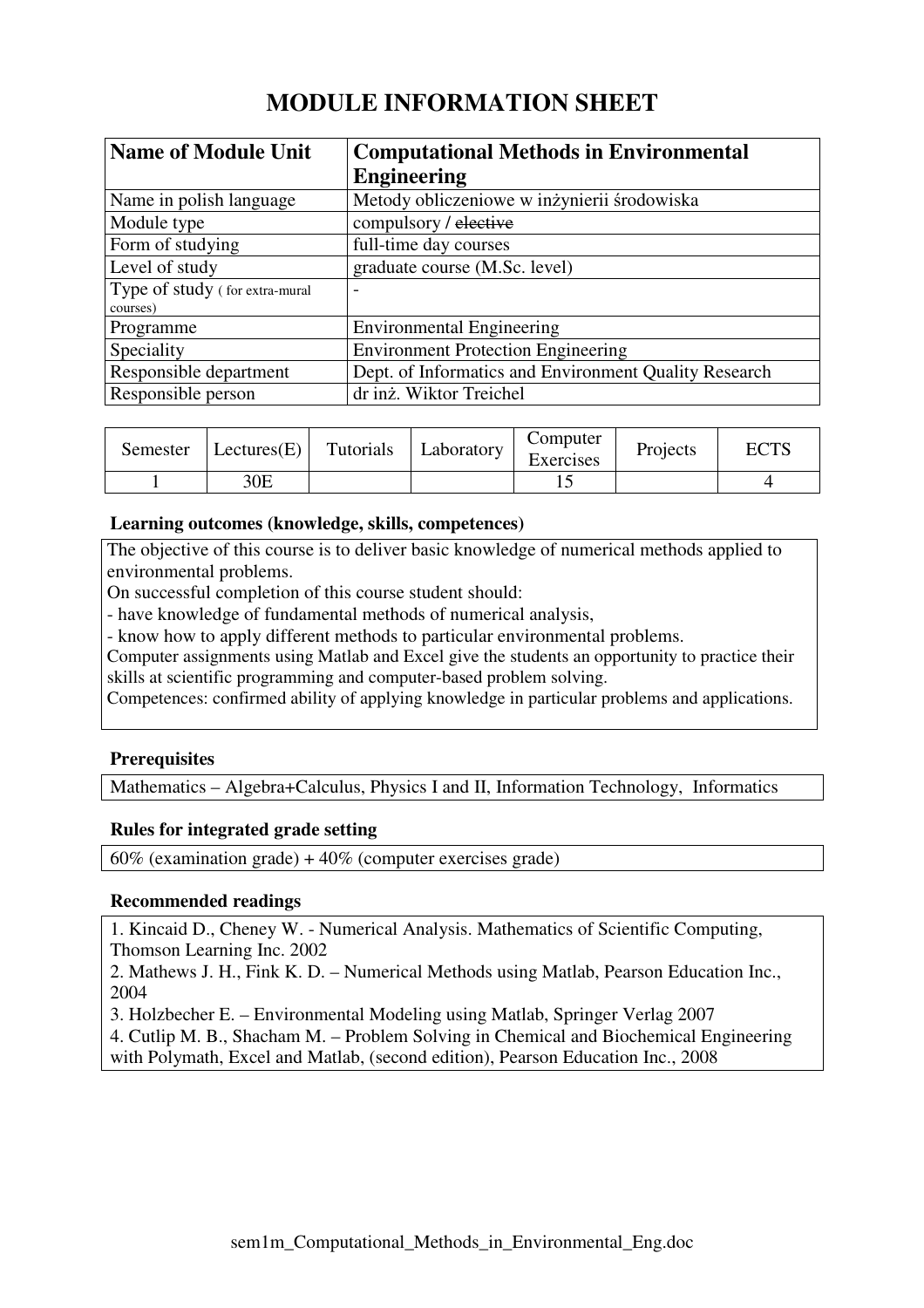# MODULE INFORMATION SHEET

| **Name of Module Unit** | **Computational Methods in Environmental Engineering** |
|---|---|
| Name in polish language | Metody obliczeniowe w inżynierii środowiska |
| Module type | compulsory / ~~elective~~ |
| Form of studying | full-time day courses |
| Level of study | graduate course (M.Sc. level) |
| Type of study ( for extra-mural courses) | - |
| Programme | Environmental Engineering |
| Speciality | Environment Protection Engineering |
| Responsible department | Dept. of Informatics and Environment Quality Research |
| Responsible person | dr inż. Wiktor Treichel |

| Semester | Lectures(E) | Tutorials | Laboratory | Computer Exercises | Projects | ECTS |
|---|---|---|---|---|---|---|
| 1 | 30E | | | 15 | | 4 |

### Learning outcomes (knowledge, skills, competences)

The objective of this course is to deliver basic knowledge of numerical methods applied to environmental problems.
On successful completion of this course student should:
- have knowledge of fundamental methods of numerical analysis,
- know how to apply different methods to particular environmental problems.

Computer assignments using Matlab and Excel give the students an opportunity to practice their skills at scientific programming and computer-based problem solving.
Competences: confirmed ability of applying knowledge in particular problems and applications.

### Prerequisites

Mathematics – Algebra+Calculus, Physics I and II, Information Technology, Informatics

### Rules for integrated grade setting

60% (examination grade) + 40% (computer exercises grade)

### Recommended readings

1. Kincaid D., Cheney W. - Numerical Analysis. Mathematics of Scientific Computing, Thomson Learning Inc. 2002
2. Mathews J. H., Fink K. D. – Numerical Methods using Matlab, Pearson Education Inc., 2004
3. Holzbecher E. – Environmental Modeling using Matlab, Springer Verlag 2007
4. Cutlip M. B., Shacham M. – Problem Solving in Chemical and Biochemical Engineering with Polymath, Excel and Matlab, (second edition), Pearson Education Inc., 2008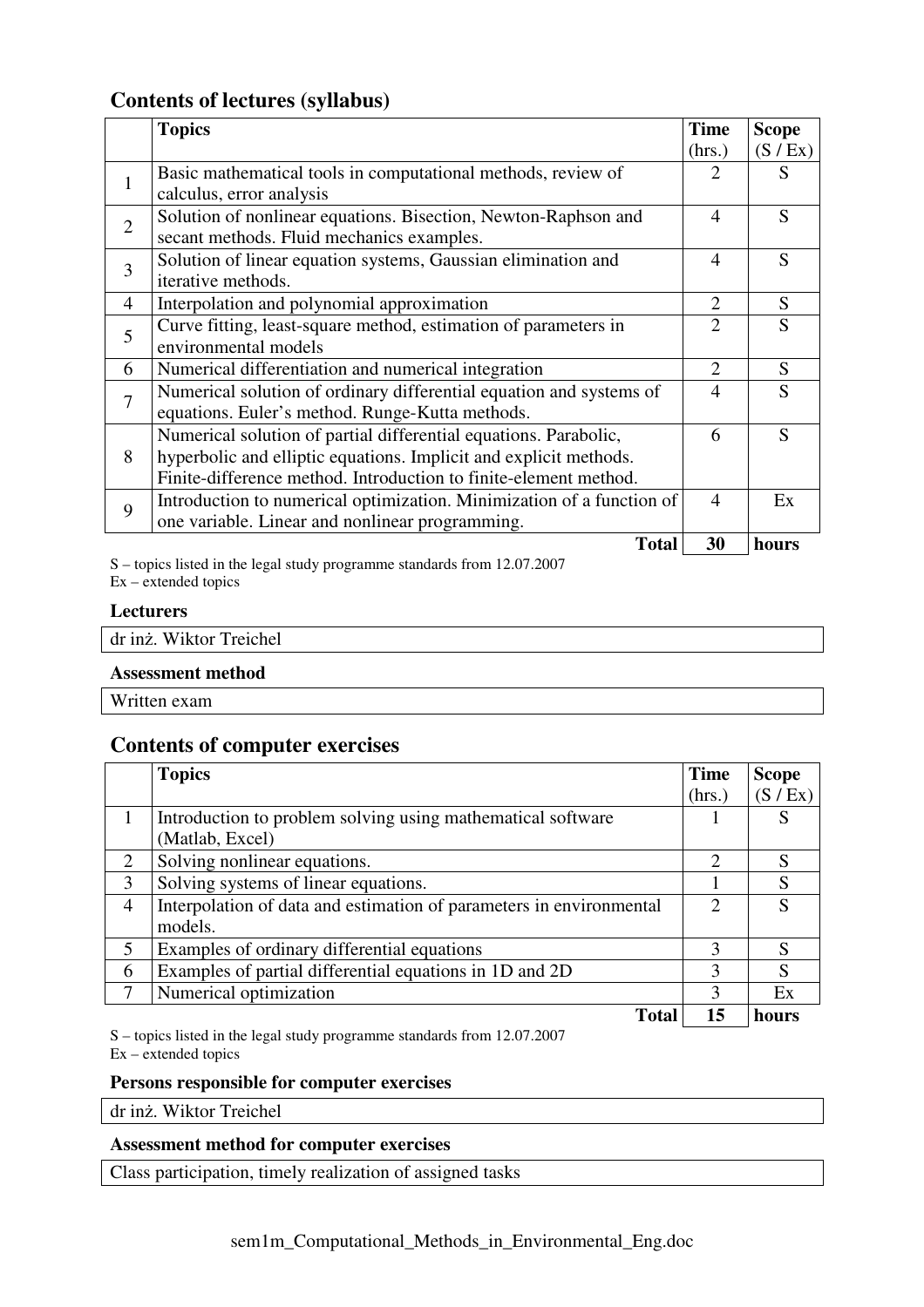## Contents of lectures (syllabus)

| | Topics | Time (hrs.) | Scope (S / Ex) |
|---|---|---|---|
| 1 | Basic mathematical tools in computational methods, review of calculus, error analysis | 2 | S |
| 2 | Solution of nonlinear equations. Bisection, Newton-Raphson and secant methods. Fluid mechanics examples. | 4 | S |
| 3 | Solution of linear equation systems, Gaussian elimination and iterative methods. | 4 | S |
| 4 | Interpolation and polynomial approximation | 2 | S |
| 5 | Curve fitting, least-square method, estimation of parameters in environmental models | 2 | S |
| 6 | Numerical differentiation and numerical integration | 2 | S |
| 7 | Numerical solution of ordinary differential equation and systems of equations. Euler's method. Runge-Kutta methods. | 4 | S |
| 8 | Numerical solution of partial differential equations. Parabolic, hyperbolic and elliptic equations. Implicit and explicit methods. Finite-difference method. Introduction to finite-element method. | 6 | S |
| 9 | Introduction to numerical optimization. Minimization of a function of one variable. Linear and nonlinear programming. | 4 | Ex |
| | **Total** | **30** | **hours** |

S – topics listed in the legal study programme standards from 12.07.2007
Ex – extended topics

**Lecturers**

dr inż. Wiktor Treichel

**Assessment method**

Written exam

## Contents of computer exercises

| | Topics | Time (hrs.) | Scope (S / Ex) |
|---|---|---|---|
| 1 | Introduction to problem solving using mathematical software (Matlab, Excel) | 1 | S |
| 2 | Solving nonlinear equations. | 2 | S |
| 3 | Solving systems of linear equations. | 1 | S |
| 4 | Interpolation of data and estimation of parameters in environmental models. | 2 | S |
| 5 | Examples of ordinary differential equations | 3 | S |
| 6 | Examples of partial differential equations in 1D and 2D | 3 | S |
| 7 | Numerical optimization | 3 | Ex |
| | **Total** | **15** | **hours** |

S – topics listed in the legal study programme standards from 12.07.2007
Ex – extended topics

**Persons responsible for computer exercises**

dr inż. Wiktor Treichel

**Assessment method for computer exercises**

Class participation, timely realization of assigned tasks